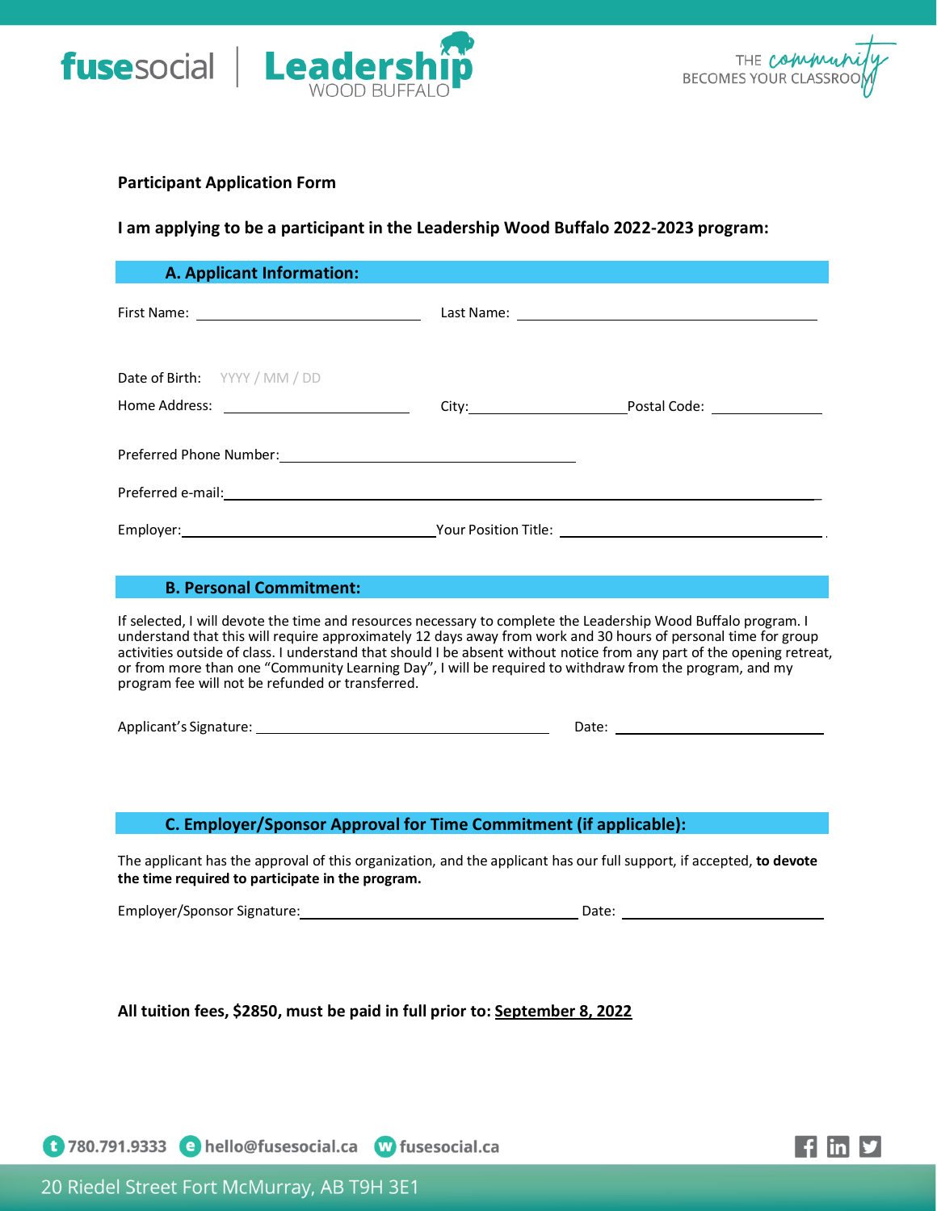fusesocial | Leadership WOOD BUFFALO

THE community BECOMES YOUR CLASSROOM

**Participant Application Form**

**I am applying to be a participant in the Leadership Wood Buffalo 2022-2023 program:**

## A. Applicant Information:

First Name: ______________________ Last Name: ______________________

Date of Birth: YYYY / MM / DD

Home Address: ______________________ City: ______________________ Postal Code: ______________

Preferred Phone Number: ______________________

Preferred e-mail: ______________________

Employer: ______________________ Your Position Title: ______________________

## B. Personal Commitment:

If selected, I will devote the time and resources necessary to complete the Leadership Wood Buffalo program. I understand that this will require approximately 12 days away from work and 30 hours of personal time for group activities outside of class. I understand that should I be absent without notice from any part of the opening retreat, or from more than one "Community Learning Day", I will be required to withdraw from the program, and my program fee will not be refunded or transferred.

Applicant's Signature: ______________________ Date: ______________

## C. Employer/Sponsor Approval for Time Commitment (if applicable):

The applicant has the approval of this organization, and the applicant has our full support, if accepted, **to devote the time required to participate in the program.**

Employer/Sponsor Signature: ______________________ Date: ______________

**All tuition fees, $2850, must be paid in full prior to: <u>September 8, 2022</u>**

t 780.791.9333 e hello@fusesocial.ca w fusesocial.ca

20 Riedel Street Fort McMurray, AB T9H 3E1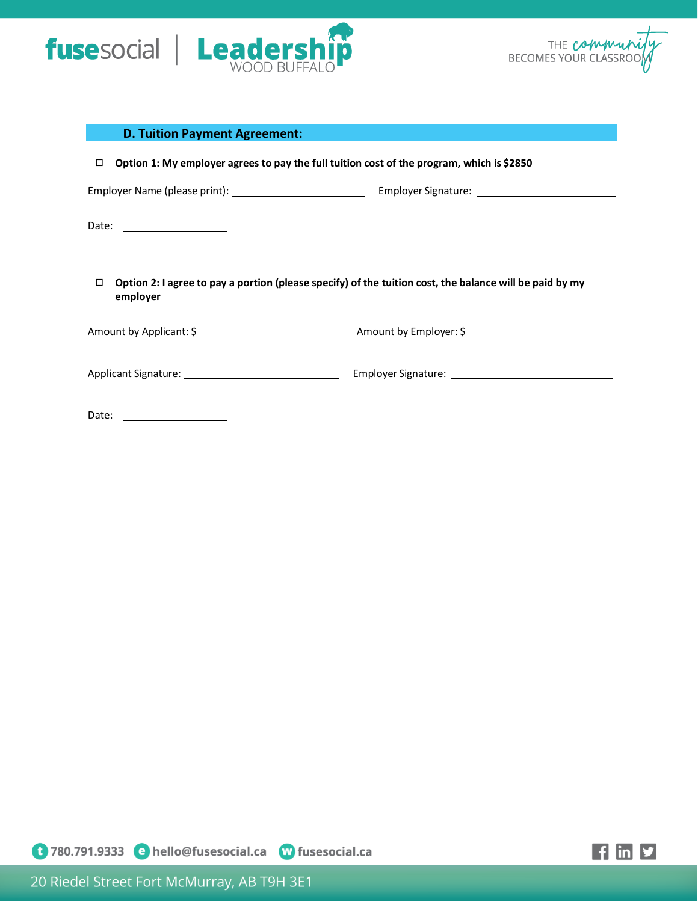## D. Tuition Payment Agreement:

☐ **Option 1: My employer agrees to pay the full tuition cost of the program, which is $2850**

Employer Name (please print): ______________________ Employer Signature: ______________________

Date: ________________

☐ **Option 2: I agree to pay a portion (please specify) of the tuition cost, the balance will be paid by my employer**

Amount by Applicant: $ ____________ Amount by Employer: $ ____________

Applicant Signature: ______________________ Employer Signature: ______________________

Date: ________________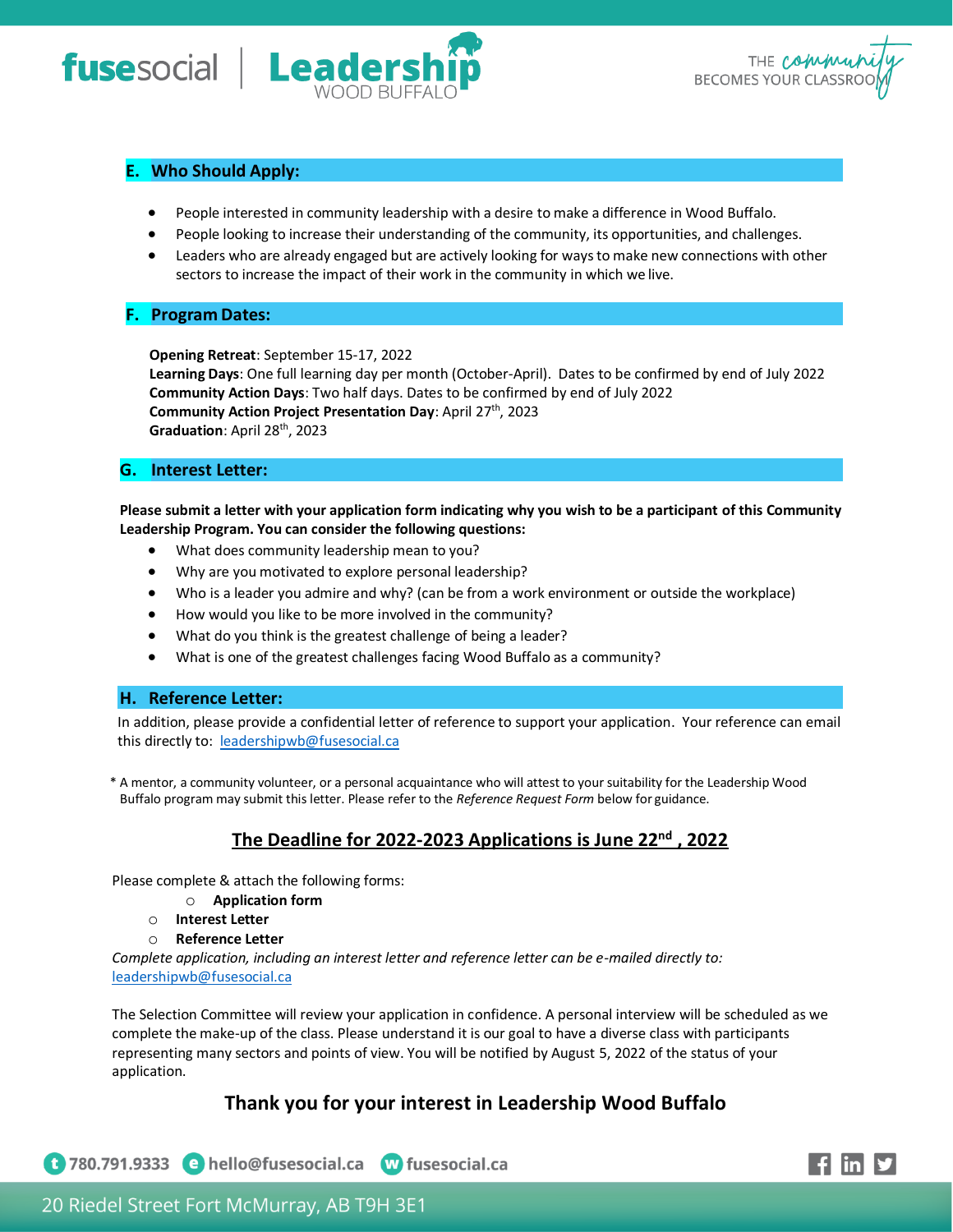## E. Who Should Apply:

- People interested in community leadership with a desire to make a difference in Wood Buffalo.
- People looking to increase their understanding of the community, its opportunities, and challenges.
- Leaders who are already engaged but are actively looking for ways to make new connections with other sectors to increase the impact of their work in the community in which we live.

## F. Program Dates:

**Opening Retreat**: September 15-17, 2022
**Learning Days**: One full learning day per month (October-April). Dates to be confirmed by end of July 2022
**Community Action Days**: Two half days. Dates to be confirmed by end of July 2022
**Community Action Project Presentation Day**: April 27th, 2023
**Graduation**: April 28th, 2023

## G. Interest Letter:

**Please submit a letter with your application form indicating why you wish to be a participant of this Community Leadership Program. You can consider the following questions:**

- What does community leadership mean to you?
- Why are you motivated to explore personal leadership?
- Who is a leader you admire and why? (can be from a work environment or outside the workplace)
- How would you like to be more involved in the community?
- What do you think is the greatest challenge of being a leader?
- What is one of the greatest challenges facing Wood Buffalo as a community?

## H. Reference Letter:

In addition, please provide a confidential letter of reference to support your application. Your reference can email this directly to: leadershipwb@fusesocial.ca

* A mentor, a community volunteer, or a personal acquaintance who will attest to your suitability for the Leadership Wood Buffalo program may submit this letter. Please refer to the *Reference Request Form* below for guidance.

**The Deadline for 2022-2023 Applications is June 22nd , 2022**

Please complete & attach the following forms:

- **Application form**
- **Interest Letter**
- **Reference Letter**

*Complete application, including an interest letter and reference letter can be e-mailed directly to:* leadershipwb@fusesocial.ca

The Selection Committee will review your application in confidence. A personal interview will be scheduled as we complete the make-up of the class. Please understand it is our goal to have a diverse class with participants representing many sectors and points of view. You will be notified by August 5, 2022 of the status of your application.

## Thank you for your interest in Leadership Wood Buffalo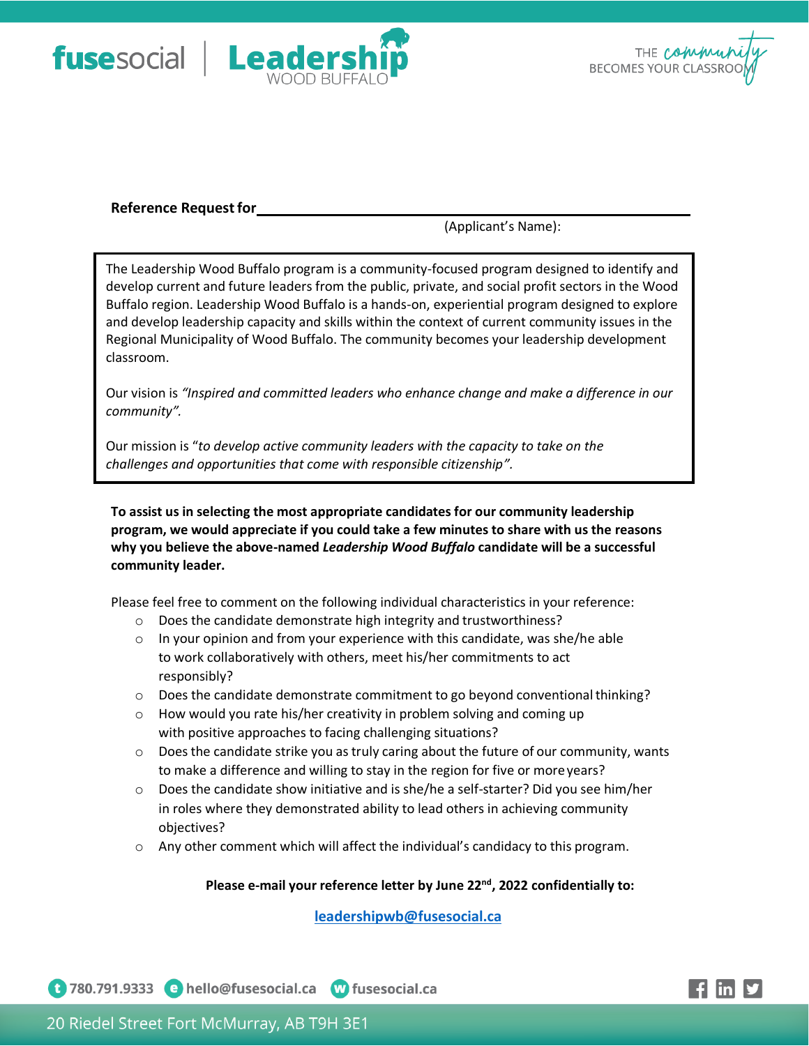**Reference Request for** ______________________________________________

(Applicant's Name):

The Leadership Wood Buffalo program is a community-focused program designed to identify and develop current and future leaders from the public, private, and social profit sectors in the Wood Buffalo region. Leadership Wood Buffalo is a hands-on, experiential program designed to explore and develop leadership capacity and skills within the context of current community issues in the Regional Municipality of Wood Buffalo. The community becomes your leadership development classroom.

Our vision is *"Inspired and committed leaders who enhance change and make a difference in our community".*

Our mission is "*to develop active community leaders with the capacity to take on the challenges and opportunities that come with responsible citizenship".*

**To assist us in selecting the most appropriate candidates for our community leadership program, we would appreciate if you could take a few minutes to share with us the reasons why you believe the above-named *Leadership Wood Buffalo* candidate will be a successful community leader.**

Please feel free to comment on the following individual characteristics in your reference:

- Does the candidate demonstrate high integrity and trustworthiness?
- In your opinion and from your experience with this candidate, was she/he able to work collaboratively with others, meet his/her commitments to act responsibly?
- Does the candidate demonstrate commitment to go beyond conventional thinking?
- How would you rate his/her creativity in problem solving and coming up with positive approaches to facing challenging situations?
- Does the candidate strike you as truly caring about the future of our community, wants to make a difference and willing to stay in the region for five or more years?
- Does the candidate show initiative and is she/he a self-starter? Did you see him/her in roles where they demonstrated ability to lead others in achieving community objectives?
- Any other comment which will affect the individual's candidacy to this program.

**Please e-mail your reference letter by June 22nd, 2022 confidentially to:**

**leadershipwb@fusesocial.ca**